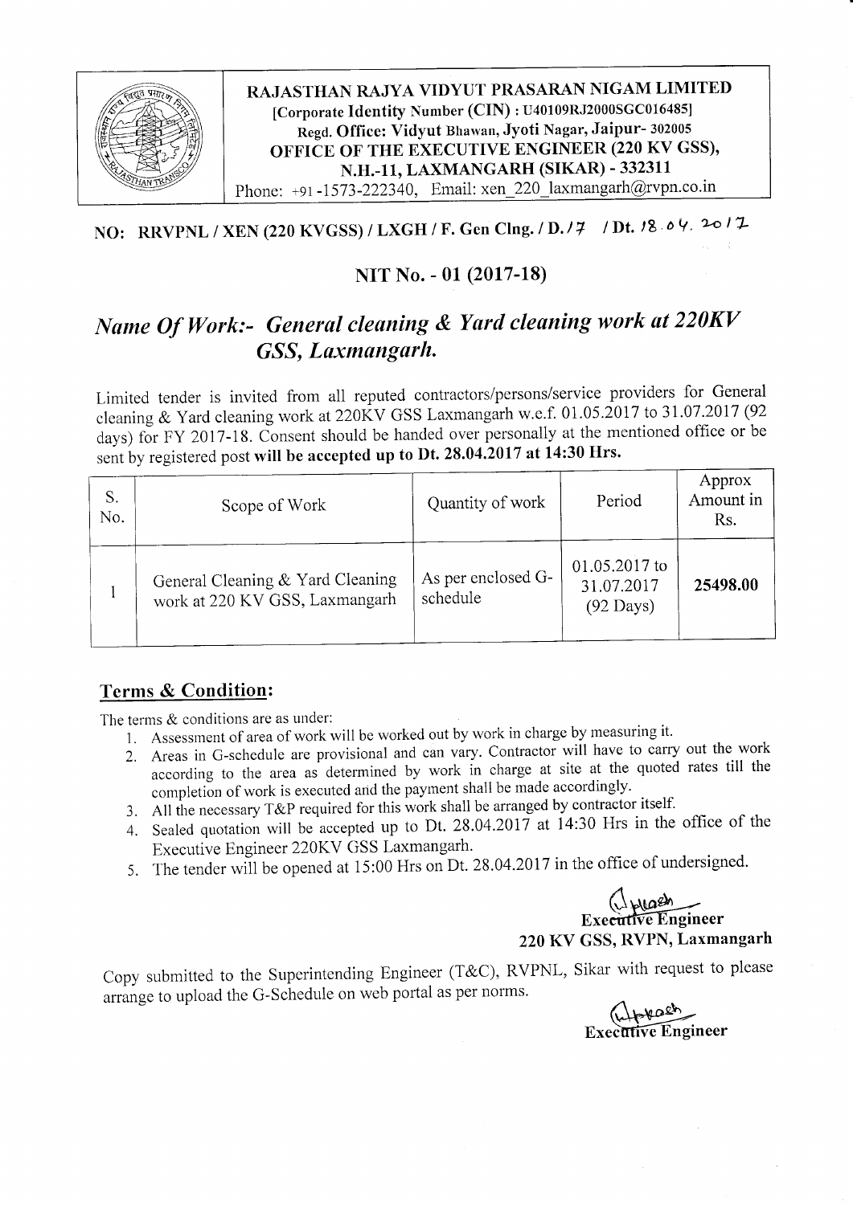**RAJASTHAN RAJYA VIDYUT PRASARAN NIGAM LIMITED**
**[Corporate Identity Number (CIN) : U40109RJ2000SGC016485]**
**Regd. Office: Vidyut Bhawan, Jyoti Nagar, Jaipur- 302005**
**OFFICE OF THE EXECUTIVE ENGINEER (220 KV GSS),**
**N.H.-11, LAXMANGARH (SIKAR) - 332311**
Phone: +91-1573-222340, Email: xen_220_laxmangarh@rvpn.co.in

**NO: RRVPNL / XEN (220 KVGSS) / LXGH / F. Gen Clng. / D. 17 / Dt. 18.04.2017**

## NIT No. - 01 (2017-18)

# *Name Of Work:- General cleaning & Yard cleaning work at 220KV GSS, Laxmangarh.*

Limited tender is invited from all reputed contractors/persons/service providers for General cleaning & Yard cleaning work at 220KV GSS Laxmangarh w.e.f. 01.05.2017 to 31.07.2017 (92 days) for FY 2017-18. Consent should be handed over personally at the mentioned office or be sent by registered post **will be accepted up to Dt. 28.04.2017 at 14:30 Hrs.**

| S. No. | Scope of Work | Quantity of work | Period | Approx Amount in Rs. |
|---|---|---|---|---|
| 1 | General Cleaning & Yard Cleaning work at 220 KV GSS, Laxmangarh | As per enclosed G-schedule | 01.05.2017 to 31.07.2017 (92 Days) | **25498.00** |

## Terms & Condition:

The terms & conditions are as under:

1. Assessment of area of work will be worked out by work in charge by measuring it.
2. Areas in G-schedule are provisional and can vary. Contractor will have to carry out the work according to the area as determined by work in charge at site at the quoted rates till the completion of work is executed and the payment shall be made accordingly.
3. All the necessary T&P required for this work shall be arranged by contractor itself.
4. Sealed quotation will be accepted up to Dt. 28.04.2017 at 14:30 Hrs in the office of the Executive Engineer 220KV GSS Laxmangarh.
5. The tender will be opened at 15:00 Hrs on Dt. 28.04.2017 in the office of undersigned.

**Executive Engineer**
**220 KV GSS, RVPN, Laxmangarh**

Copy submitted to the Superintending Engineer (T&C), RVPNL, Sikar with request to please arrange to upload the G-Schedule on web portal as per norms.

**Executive Engineer**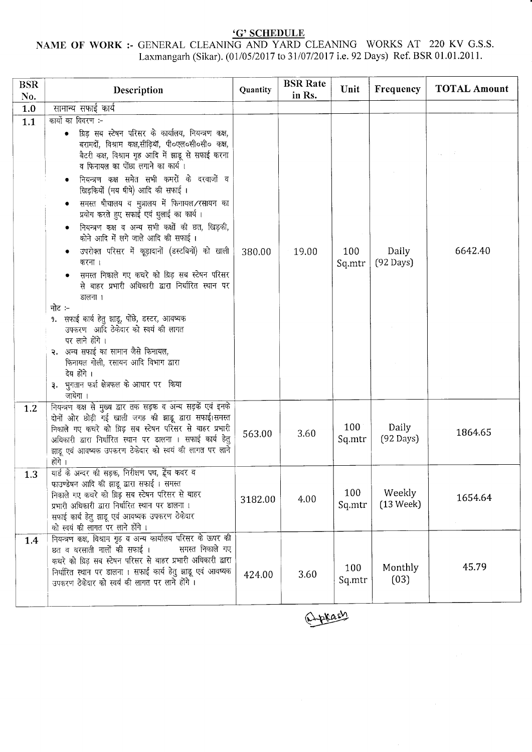## 'G' SCHEDULE

**NAME OF WORK :-** GENERAL CLEANING AND YARD CLEANING WORKS AT 220 KV G.S.S. Laxmangarh (Sikar). (01/05/2017 to 31/07/2017 i.e. 92 Days) Ref. BSR 01.01.2011.

| BSR No. | Description | Quantity | BSR Rate in Rs. | Unit | Frequency | TOTAL Amount |
|---|---|---|---|---|---|---|
| 1.0 | सामान्य सफाई कार्य | | | | | |
| 1.1 | कार्यों का विवरण :-<br>• ग्रिड़ सब स्टेषन परिसर के कार्यालय, नियन्त्रण कक्ष, बरामदों, विश्राम कक्ष,सीढ़ियॉं, पी०एल०सी०सी० कक्ष, बैटरी कक्ष, विश्राम गृह आदि में झाडू से सफाई करना व फिनायल का पोंछा लगाने का कार्य ।<br>• नियन्त्रण कक्ष समेत सभी कमरों के दरवाजों व खिड़कियों (मय षीषे) आदि की सफाई ।<br>• समस्त षौचालय व मुत्रालय में फिनायल/रसायन का प्रयोग करते हुए सफाई एवं धुलाई का कार्य ।<br>• नियन्त्रण कक्ष व अन्य सभी कक्षों की छत, खिड़की, कोने आदि में लगे जाले आदि की सफाई ।<br>• उपरोक्त परिसर में कूड़ादानों (डस्टबिनों) को खाली करना ।<br>• समस्त निकाले गए कचरे को ग्रिड़ सब स्टेषन परिसर से बाहर प्रभारी अधिकारी द्वारा निर्धारित स्थान पर डालना ।<br>नोट :-<br>१. सफाई कार्य हेतु झाडू, पोंछे, डस्टर, आवष्यक उपकरण आदि ठेकेदार को स्वयं की लागत पर लाने होंगे ।<br>२. अन्य सफाई का सामान जैसे फिनायल, फिनायल गोली, रसायन आदि विभाग द्वारा देय होंगे ।<br>३. भुगतान फर्श क्षेत्रफल के आधार पर किया जायेगा । | 380.00 | 19.00 | 100 Sq.mtr | Daily (92 Days) | 6642.40 |
| 1.2 | नियन्त्रण कक्ष से मुख्य द्वार तक सड़क व अन्य सड़कें एवं इनके दोनों ओर छोड़ी गई खाली जगह की झाडू द्वारा सफाई।समस्त निकाले गए कचरे को ग्रिड़ सब स्टेषन परिसर से बाहर प्रभारी अधिकारी द्वारा निर्धारित स्थान पर डालना । सफाई कार्य हेतु झाडू एवं आवष्यक उपकरण ठेकेदार को स्वयं की लागत पर लाने होंगे । | 563.00 | 3.60 | 100 Sq.mtr | Daily (92 Days) | 1864.65 |
| 1.3 | यार्ड के अन्दर की सड़क, निरीक्षण पथ, ट्रेंच कवर व फाउण्डेषन आदि की झाडू द्वारा सफाई । समस्त निकाले गए कचरे को ग्रिड़ सब स्टेषन परिसर से बाहर प्रभारी अधिकारी द्वारा निर्धारित स्थान पर डालना । सफाई कार्य हेतु झाडू एवं आवष्यक उपकरण ठेकेदार को स्वयं की लागत पर लाने होंगे । | 3182.00 | 4.00 | 100 Sq.mtr | Weekly (13 Week) | 1654.64 |
| 1.4 | नियन्त्रण कक्ष, विश्राम गृह व अन्य कार्यालय परिसर के ऊपर की छत व बरसाती नालों की सफाई । समस्त निकाले गए कचरे को ग्रिड़ सब स्टेषन परिसर से बाहर प्रभारी अधिकारी द्वारा निर्धारित स्थान पर डालना । सफाई कार्य हेतु झाडू एवं आवष्यक उपकरण ठेकेदार को स्वयं की लागत पर लाने होंगे । | 424.00 | 3.60 | 100 Sq.mtr | Monthly (03) | 45.79 |

Prakash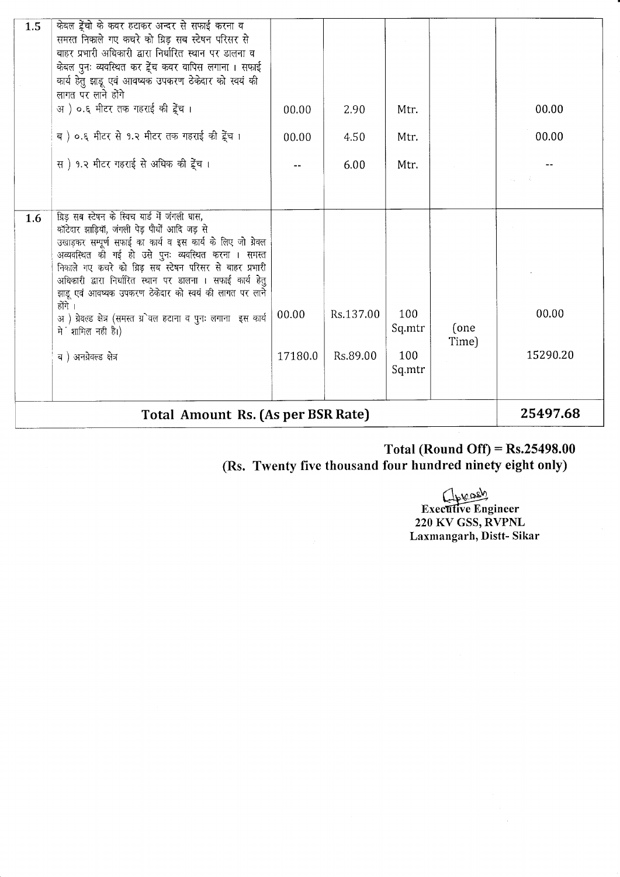| | | | | | | |
|---|---|---|---|---|---|---|
| 1.5 | केबल ट्रेंचो के कवर हटाकर अन्दर से सफाई करना व समस्त निकाले गए कचरे को ग्रिड़ सब स्टेषन परिसर से बाहर प्रभारी अधिकारी द्वारा निर्धारित स्थान पर डालना व केबल पुनः व्यवस्थित कर ट्रेंच कवर वापिस लगाना । सफाई कार्य हेतु झाडू एवं आवष्यक उपकरण ठेकेदार को स्वयं की लागत पर लाने होंगे | | | | | |
| | अ ) ०.६ मीटर तक गहराई की ट्रेंच । | 00.00 | 2.90 | Mtr. | | 00.00 |
| | ब ) ०.६ मीटर से १.२ मीटर तक गहराई की ट्रेंच । | 00.00 | 4.50 | Mtr. | | 00.00 |
| | स ) १.२ मीटर गहराई से अधिक की ट्रेंच । | -- | 6.00 | Mtr. | | -- |
| 1.6 | ग्रिड़ सब स्टेषन के स्विच यार्ड में जंगली घास, कॉटेदार झाड़ियॉ, जंगली पेड़ पौधों आदि जड़ से उखाड़कर सम्पूर्ण सफाई का कार्य व इस कार्य के लिए जो ग्रेवल अव्यवस्थित की गई हो उसे पुनः व्यवस्थित करना । समस्त निकाले गए कचरे को ग्रिड़ सब स्टेषन परिसर से बाहर प्रभारी अधिकारी द्वारा निर्धारित स्थान पर डालना । सफाई कार्य हेतु झाडू एवं आवष्यक उपकरण ठेकेदार को स्वयं की लागत पर लाने होंगे । | | | | | |
| | अ ) ग्रेवल्ड क्षेत्र (समस्त ग्रेवल हटाना व पुनः लगाना इस कार्य मे शामिल नही है।) | 00.00 | Rs.137.00 | 100 Sq.mtr | (one Time) | 00.00 |
| | ब ) अनग्रेवल्ड क्षेत्र | 17180.0 | Rs.89.00 | 100 Sq.mtr | | 15290.20 |
| **Total Amount Rs. (As per BSR Rate)** | | | | | | **25497.68** |

**Total (Round Off) = Rs.25498.00**
**(Rs. Twenty five thousand four hundred ninety eight only)**

**Executive Engineer**
**220 KV GSS, RVPNL**
**Laxmangarh, Distt- Sikar**